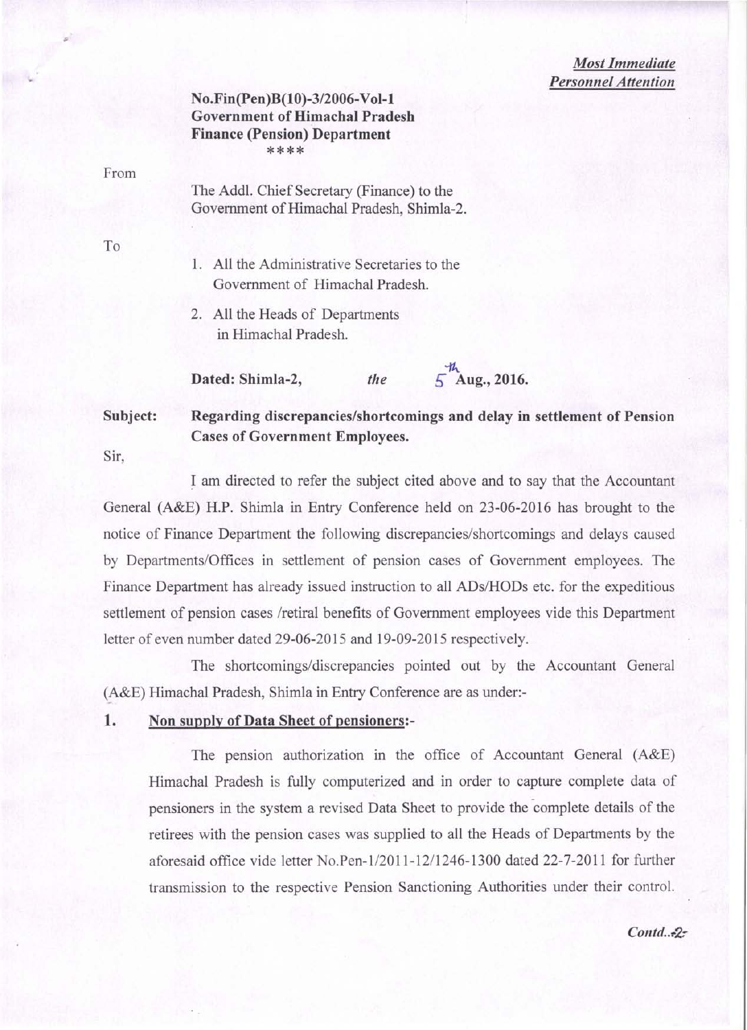*Most Immediate*
*Personnel Attention*

**No.Fin(Pen)B(10)-3/2006-Vol-1**
**Government of Himachal Pradesh**
**Finance (Pension) Department**
\*\*\*\*

From

The Addl. Chief Secretary (Finance) to the Government of Himachal Pradesh, Shimla-2.

To

1. All the Administrative Secretaries to the Government of Himachal Pradesh.
2. All the Heads of Departments in Himachal Pradesh.

**Dated: Shimla-2,** *the* **5th Aug., 2016.**

**Subject: Regarding discrepancies/shortcomings and delay in settlement of Pension Cases of Government Employees.**

Sir,

I am directed to refer the subject cited above and to say that the Accountant General (A&E) H.P. Shimla in Entry Conference held on 23-06-2016 has brought to the notice of Finance Department the following discrepancies/shortcomings and delays caused by Departments/Offices in settlement of pension cases of Government employees. The Finance Department has already issued instruction to all ADs/HODs etc. for the expeditious settlement of pension cases /retiral benefits of Government employees vide this Department letter of even number dated 29-06-2015 and 19-09-2015 respectively.

The shortcomings/discrepancies pointed out by the Accountant General (A&E) Himachal Pradesh, Shimla in Entry Conference are as under:-

**1. Non supply of Data Sheet of pensioners:-**

The pension authorization in the office of Accountant General (A&E) Himachal Pradesh is fully computerized and in order to capture complete data of pensioners in the system a revised Data Sheet to provide the complete details of the retirees with the pension cases was supplied to all the Heads of Departments by the aforesaid office vide letter No.Pen-1/2011-12/1246-1300 dated 22-7-2011 for further transmission to the respective Pension Sanctioning Authorities under their control.

*Contd..2-*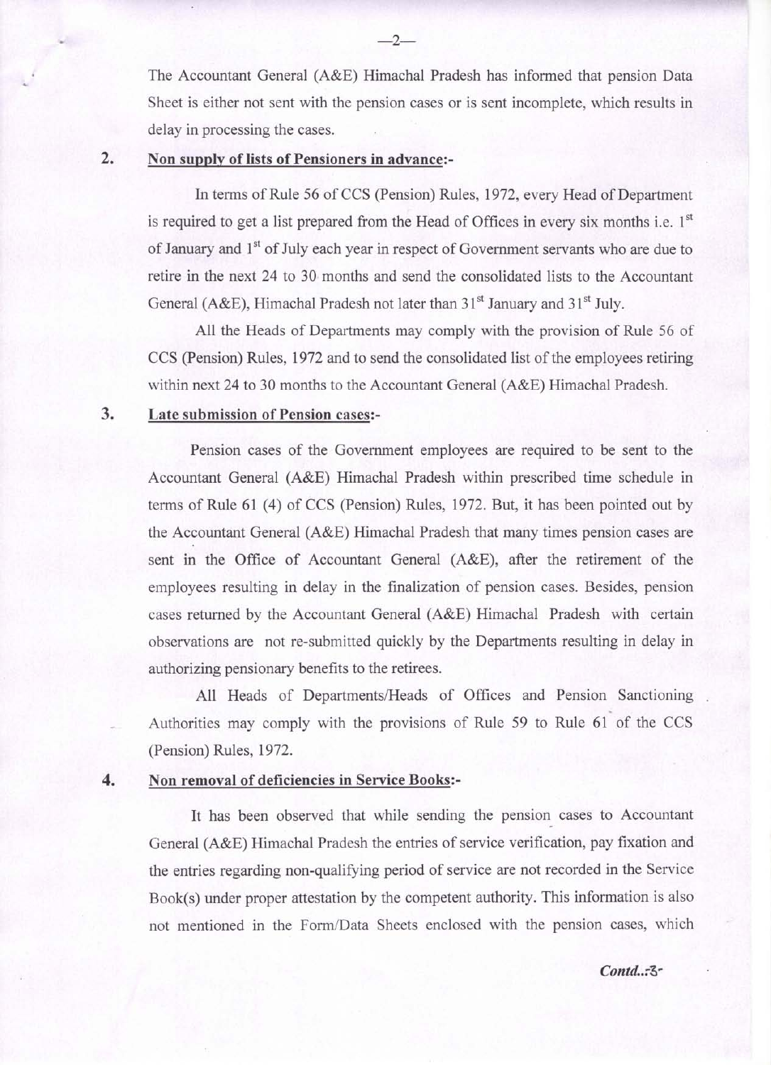The Accountant General (A&E) Himachal Pradesh has informed that pension Data Sheet is either not sent with the pension cases or is sent incomplete, which results in delay in processing the cases.

**2. Non supply of lists of Pensioners in advance:-**

In terms of Rule 56 of CCS (Pension) Rules, 1972, every Head of Department is required to get a list prepared from the Head of Offices in every six months i.e. 1st of January and 1st of July each year in respect of Government servants who are due to retire in the next 24 to 30 months and send the consolidated lists to the Accountant General (A&E), Himachal Pradesh not later than 31st January and 31st July.

All the Heads of Departments may comply with the provision of Rule 56 of CCS (Pension) Rules, 1972 and to send the consolidated list of the employees retiring within next 24 to 30 months to the Accountant General (A&E) Himachal Pradesh.

**3. Late submission of Pension cases:-**

Pension cases of the Government employees are required to be sent to the Accountant General (A&E) Himachal Pradesh within prescribed time schedule in terms of Rule 61 (4) of CCS (Pension) Rules, 1972. But, it has been pointed out by the Accountant General (A&E) Himachal Pradesh that many times pension cases are sent in the Office of Accountant General (A&E), after the retirement of the employees resulting in delay in the finalization of pension cases. Besides, pension cases returned by the Accountant General (A&E) Himachal Pradesh with certain observations are not re-submitted quickly by the Departments resulting in delay in authorizing pensionary benefits to the retirees.

All Heads of Departments/Heads of Offices and Pension Sanctioning Authorities may comply with the provisions of Rule 59 to Rule 61 of the CCS (Pension) Rules, 1972.

**4. Non removal of deficiencies in Service Books:-**

It has been observed that while sending the pension cases to Accountant General (A&E) Himachal Pradesh the entries of service verification, pay fixation and the entries regarding non-qualifying period of service are not recorded in the Service Book(s) under proper attestation by the competent authority. This information is also not mentioned in the Form/Data Sheets enclosed with the pension cases, which

*Contd..-3-*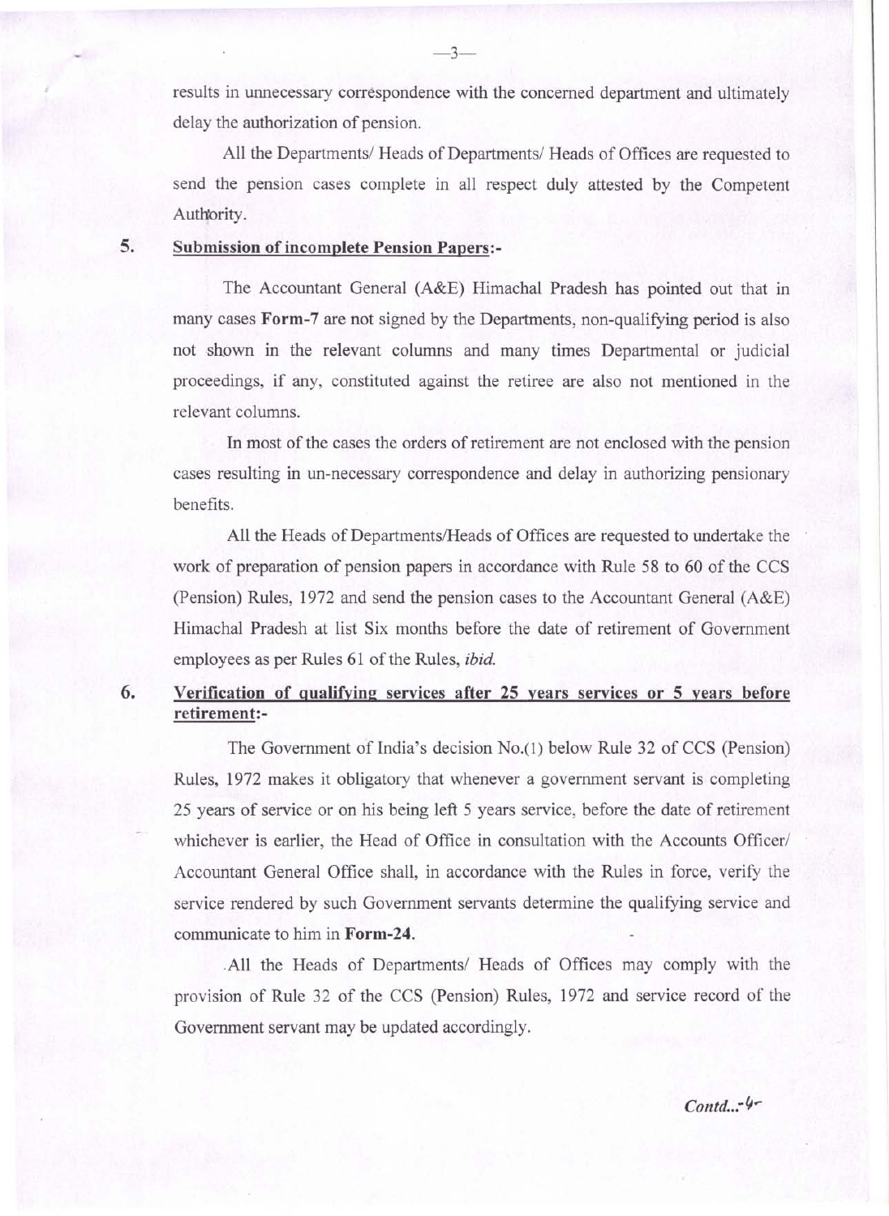results in unnecessary correspondence with the concerned department and ultimately delay the authorization of pension.

All the Departments/ Heads of Departments/ Heads of Offices are requested to send the pension cases complete in all respect duly attested by the Competent Authority.

5. **Submission of incomplete Pension Papers:-**

The Accountant General (A&E) Himachal Pradesh has pointed out that in many cases **Form-7** are not signed by the Departments, non-qualifying period is also not shown in the relevant columns and many times Departmental or judicial proceedings, if any, constituted against the retiree are also not mentioned in the relevant columns.

In most of the cases the orders of retirement are not enclosed with the pension cases resulting in un-necessary correspondence and delay in authorizing pensionary benefits.

All the Heads of Departments/Heads of Offices are requested to undertake the work of preparation of pension papers in accordance with Rule 58 to 60 of the CCS (Pension) Rules, 1972 and send the pension cases to the Accountant General (A&E) Himachal Pradesh at list Six months before the date of retirement of Government employees as per Rules 61 of the Rules, *ibid.*

6. **Verification of qualifying services after 25 years services or 5 years before retirement:-**

The Government of India's decision No.(1) below Rule 32 of CCS (Pension) Rules, 1972 makes it obligatory that whenever a government servant is completing 25 years of service or on his being left 5 years service, before the date of retirement whichever is earlier, the Head of Office in consultation with the Accounts Officer/ Accountant General Office shall, in accordance with the Rules in force, verify the service rendered by such Government servants determine the qualifying service and communicate to him in **Form-24.**

All the Heads of Departments/ Heads of Offices may comply with the provision of Rule 32 of the CCS (Pension) Rules, 1972 and service record of the Government servant may be updated accordingly.

*Contd..-4-*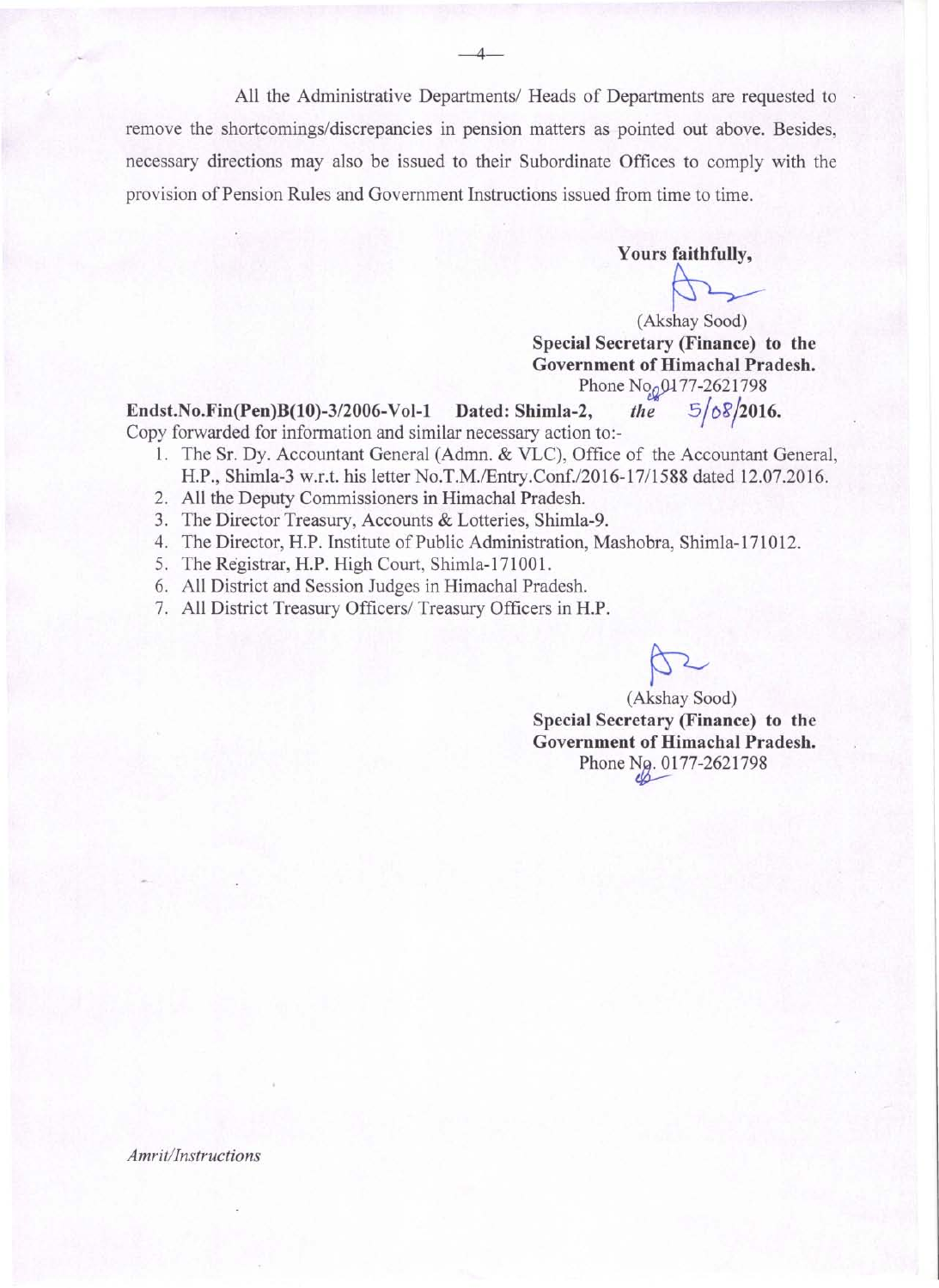All the Administrative Departments/ Heads of Departments are requested to remove the shortcomings/discrepancies in pension matters as pointed out above. Besides, necessary directions may also be issued to their Subordinate Offices to comply with the provision of Pension Rules and Government Instructions issued from time to time.

**Yours faithfully,**

(Akshay Sood)
**Special Secretary (Finance) to the Government of Himachal Pradesh.**
Phone No. 0177-2621798

**Endst.No.Fin(Pen)B(10)-3/2006-Vol-1 Dated: Shimla-2,** *the* 5/08/**2016.**

Copy forwarded for information and similar necessary action to:-

1. The Sr. Dy. Accountant General (Admn. & VLC), Office of the Accountant General, H.P., Shimla-3 w.r.t. his letter No.T.M./Entry.Conf./2016-17/1588 dated 12.07.2016.
2. All the Deputy Commissioners in Himachal Pradesh.
3. The Director Treasury, Accounts & Lotteries, Shimla-9.
4. The Director, H.P. Institute of Public Administration, Mashobra, Shimla-171012.
5. The Registrar, H.P. High Court, Shimla-171001.
6. All District and Session Judges in Himachal Pradesh.
7. All District Treasury Officers/ Treasury Officers in H.P.

(Akshay Sood)
**Special Secretary (Finance) to the Government of Himachal Pradesh.**
Phone No. 0177-2621798

*Amrit/Instructions*